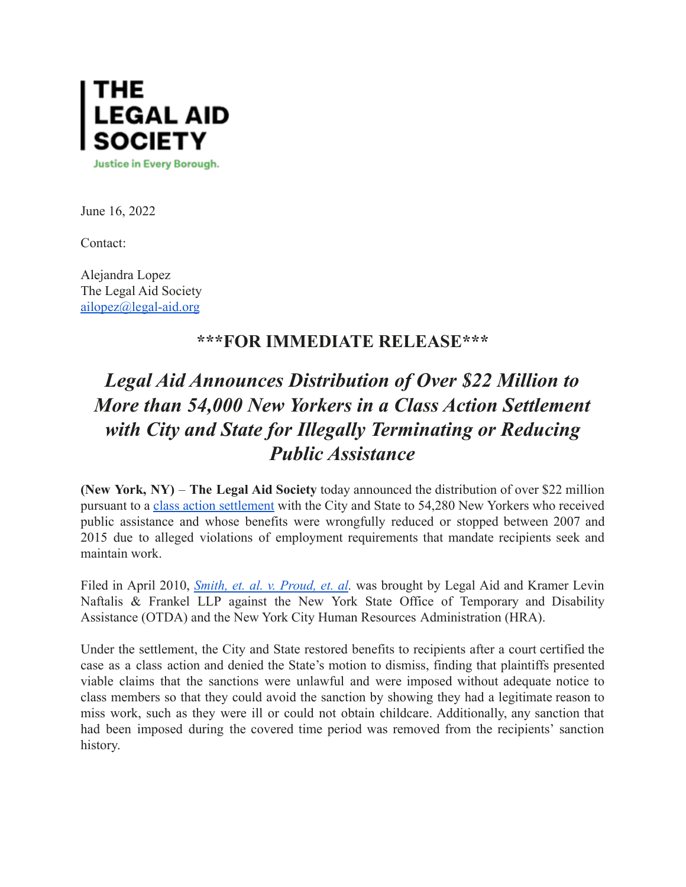# THE LEGAL AID SOCIETY

Justice in Every Borough.

June 16, 2022

Contact:

Alejandra Lopez
The Legal Aid Society
ailopez@legal-aid.org

## ***FOR IMMEDIATE RELEASE***

# *Legal Aid Announces Distribution of Over $22 Million to More than 54,000 New Yorkers in a Class Action Settlement with City and State for Illegally Terminating or Reducing Public Assistance*

**(New York, NY)** – **The Legal Aid Society** today announced the distribution of over $22 million pursuant to a class action settlement with the City and State to 54,280 New Yorkers who received public assistance and whose benefits were wrongfully reduced or stopped between 2007 and 2015 due to alleged violations of employment requirements that mandate recipients seek and maintain work.

Filed in April 2010, *Smith, et. al. v. Proud, et. al.* was brought by Legal Aid and Kramer Levin Naftalis & Frankel LLP against the New York State Office of Temporary and Disability Assistance (OTDA) and the New York City Human Resources Administration (HRA).

Under the settlement, the City and State restored benefits to recipients after a court certified the case as a class action and denied the State's motion to dismiss, finding that plaintiffs presented viable claims that the sanctions were unlawful and were imposed without adequate notice to class members so that they could avoid the sanction by showing they had a legitimate reason to miss work, such as they were ill or could not obtain childcare. Additionally, any sanction that had been imposed during the covered time period was removed from the recipients' sanction history.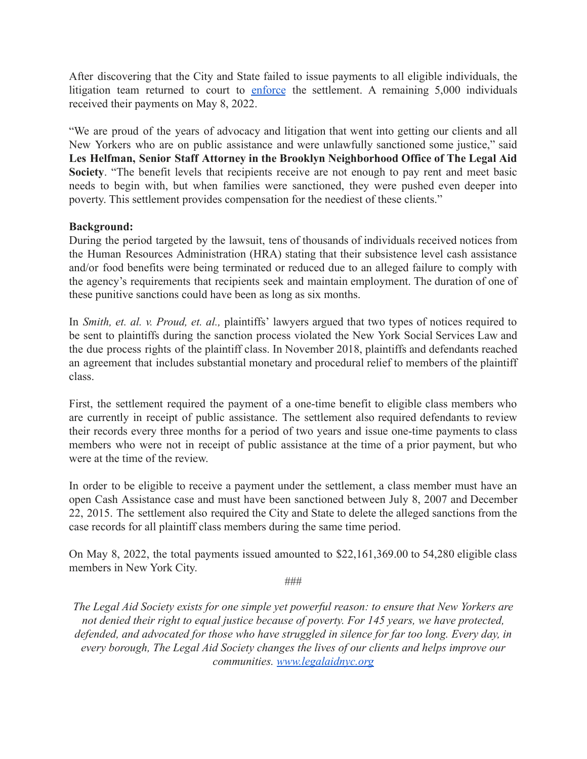After discovering that the City and State failed to issue payments to all eligible individuals, the litigation team returned to court to [enforce](#) the settlement. A remaining 5,000 individuals received their payments on May 8, 2022.

"We are proud of the years of advocacy and litigation that went into getting our clients and all New Yorkers who are on public assistance and were unlawfully sanctioned some justice," said **Les Helfman, Senior Staff Attorney in the Brooklyn Neighborhood Office of The Legal Aid Society**. "The benefit levels that recipients receive are not enough to pay rent and meet basic needs to begin with, but when families were sanctioned, they were pushed even deeper into poverty. This settlement provides compensation for the neediest of these clients."

**Background:**
During the period targeted by the lawsuit, tens of thousands of individuals received notices from the Human Resources Administration (HRA) stating that their subsistence level cash assistance and/or food benefits were being terminated or reduced due to an alleged failure to comply with the agency's requirements that recipients seek and maintain employment. The duration of one of these punitive sanctions could have been as long as six months.

In *Smith, et. al. v. Proud, et. al.,* plaintiffs' lawyers argued that two types of notices required to be sent to plaintiffs during the sanction process violated the New York Social Services Law and the due process rights of the plaintiff class. In November 2018, plaintiffs and defendants reached an agreement that includes substantial monetary and procedural relief to members of the plaintiff class.

First, the settlement required the payment of a one-time benefit to eligible class members who are currently in receipt of public assistance. The settlement also required defendants to review their records every three months for a period of two years and issue one-time payments to class members who were not in receipt of public assistance at the time of a prior payment, but who were at the time of the review.

In order to be eligible to receive a payment under the settlement, a class member must have an open Cash Assistance case and must have been sanctioned between July 8, 2007 and December 22, 2015. The settlement also required the City and State to delete the alleged sanctions from the case records for all plaintiff class members during the same time period.

On May 8, 2022, the total payments issued amounted to $22,161,369.00 to 54,280 eligible class members in New York City.

###

*The Legal Aid Society exists for one simple yet powerful reason: to ensure that New Yorkers are not denied their right to equal justice because of poverty. For 145 years, we have protected, defended, and advocated for those who have struggled in silence for far too long. Every day, in every borough, The Legal Aid Society changes the lives of our clients and helps improve our communities. [www.legalaidnyc.org](http://www.legalaidnyc.org)*